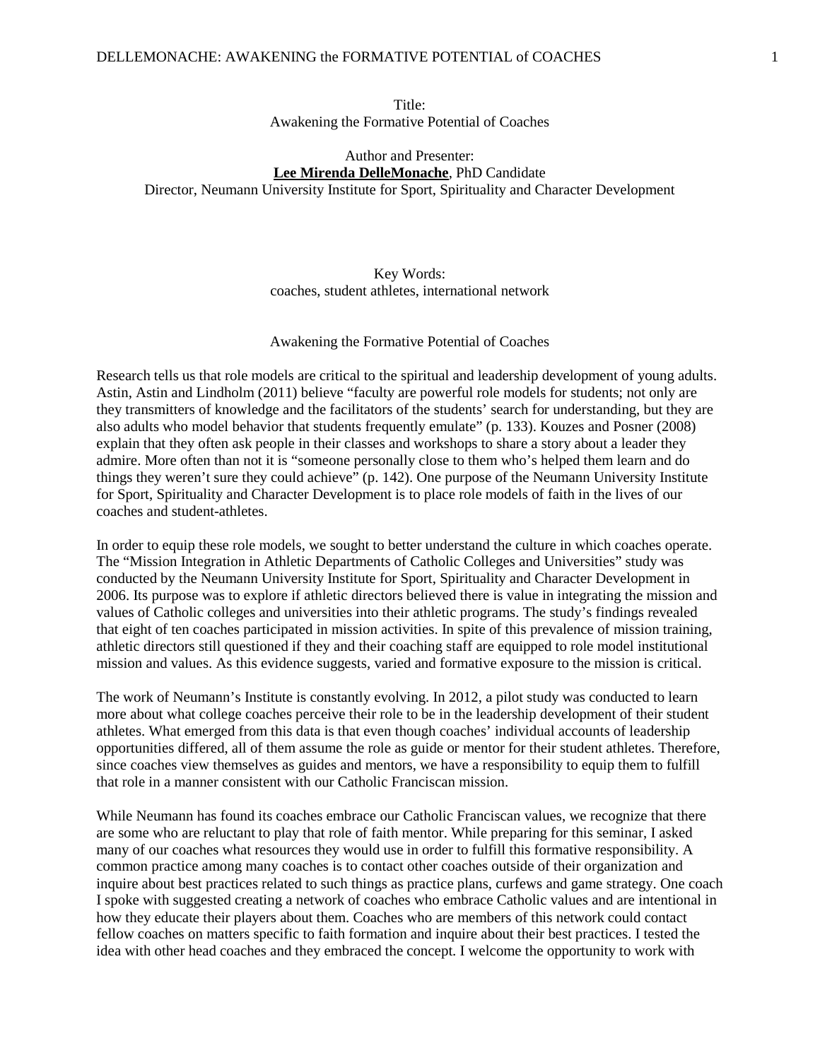Title:
Awakening the Formative Potential of Coaches

Author and Presenter:
**Lee Mirenda DelleMonache**, PhD Candidate
Director, Neumann University Institute for Sport, Spirituality and Character Development

Key Words:
coaches, student athletes, international network

## Awakening the Formative Potential of Coaches

Research tells us that role models are critical to the spiritual and leadership development of young adults. Astin, Astin and Lindholm (2011) believe "faculty are powerful role models for students; not only are they transmitters of knowledge and the facilitators of the students' search for understanding, but they are also adults who model behavior that students frequently emulate" (p. 133). Kouzes and Posner (2008) explain that they often ask people in their classes and workshops to share a story about a leader they admire. More often than not it is "someone personally close to them who's helped them learn and do things they weren't sure they could achieve" (p. 142). One purpose of the Neumann University Institute for Sport, Spirituality and Character Development is to place role models of faith in the lives of our coaches and student-athletes.

In order to equip these role models, we sought to better understand the culture in which coaches operate. The "Mission Integration in Athletic Departments of Catholic Colleges and Universities" study was conducted by the Neumann University Institute for Sport, Spirituality and Character Development in 2006. Its purpose was to explore if athletic directors believed there is value in integrating the mission and values of Catholic colleges and universities into their athletic programs. The study's findings revealed that eight of ten coaches participated in mission activities. In spite of this prevalence of mission training, athletic directors still questioned if they and their coaching staff are equipped to role model institutional mission and values. As this evidence suggests, varied and formative exposure to the mission is critical.

The work of Neumann's Institute is constantly evolving. In 2012, a pilot study was conducted to learn more about what college coaches perceive their role to be in the leadership development of their student athletes. What emerged from this data is that even though coaches' individual accounts of leadership opportunities differed, all of them assume the role as guide or mentor for their student athletes. Therefore, since coaches view themselves as guides and mentors, we have a responsibility to equip them to fulfill that role in a manner consistent with our Catholic Franciscan mission.

While Neumann has found its coaches embrace our Catholic Franciscan values, we recognize that there are some who are reluctant to play that role of faith mentor. While preparing for this seminar, I asked many of our coaches what resources they would use in order to fulfill this formative responsibility. A common practice among many coaches is to contact other coaches outside of their organization and inquire about best practices related to such things as practice plans, curfews and game strategy. One coach I spoke with suggested creating a network of coaches who embrace Catholic values and are intentional in how they educate their players about them. Coaches who are members of this network could contact fellow coaches on matters specific to faith formation and inquire about their best practices. I tested the idea with other head coaches and they embraced the concept. I welcome the opportunity to work with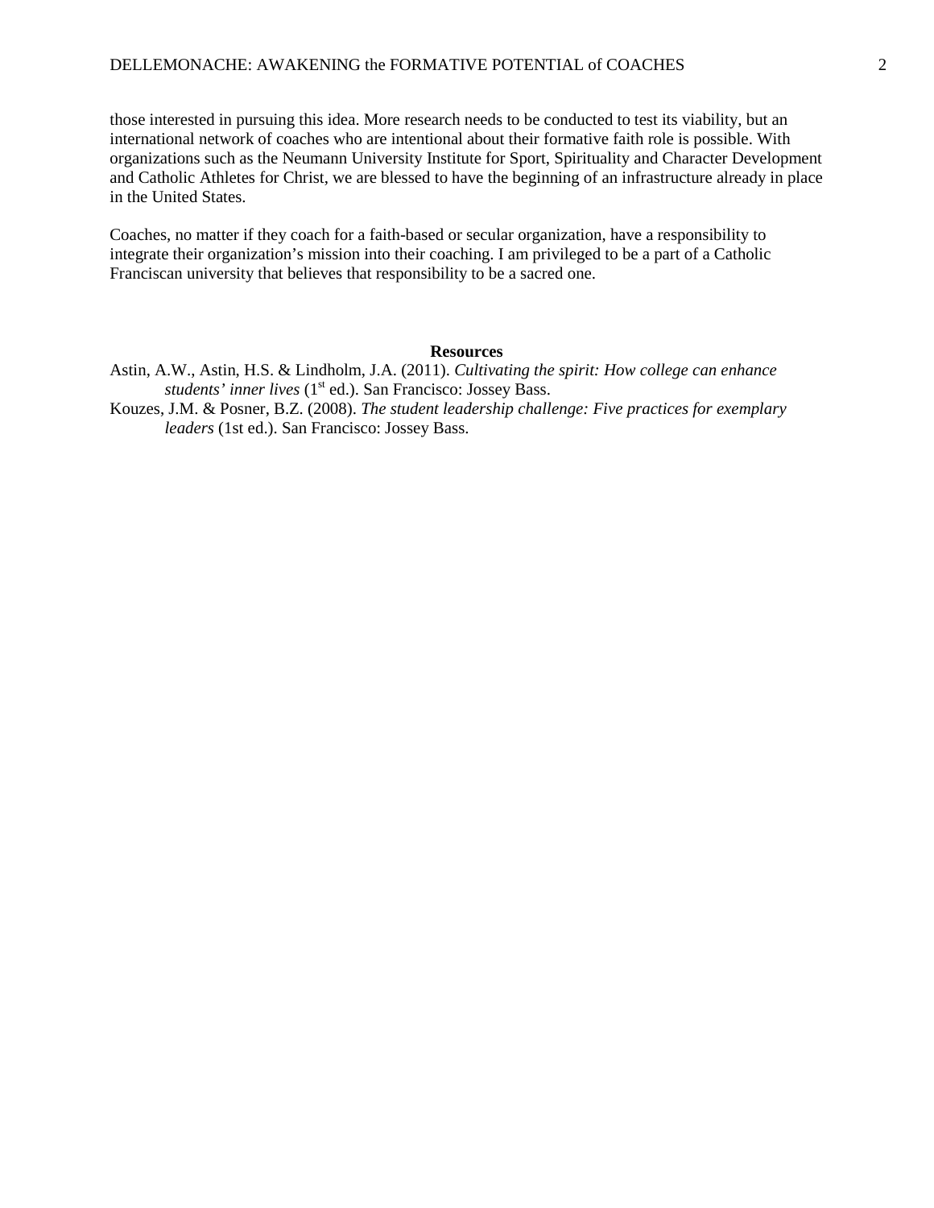those interested in pursuing this idea. More research needs to be conducted to test its viability, but an international network of coaches who are intentional about their formative faith role is possible. With organizations such as the Neumann University Institute for Sport, Spirituality and Character Development and Catholic Athletes for Christ, we are blessed to have the beginning of an infrastructure already in place in the United States.

Coaches, no matter if they coach for a faith-based or secular organization, have a responsibility to integrate their organization's mission into their coaching. I am privileged to be a part of a Catholic Franciscan university that believes that responsibility to be a sacred one.

**Resources**

Astin, A.W., Astin, H.S. & Lindholm, J.A. (2011). *Cultivating the spirit: How college can enhance students' inner lives* (1st ed.). San Francisco: Jossey Bass.

Kouzes, J.M. & Posner, B.Z. (2008). *The student leadership challenge: Five practices for exemplary leaders* (1st ed.). San Francisco: Jossey Bass.